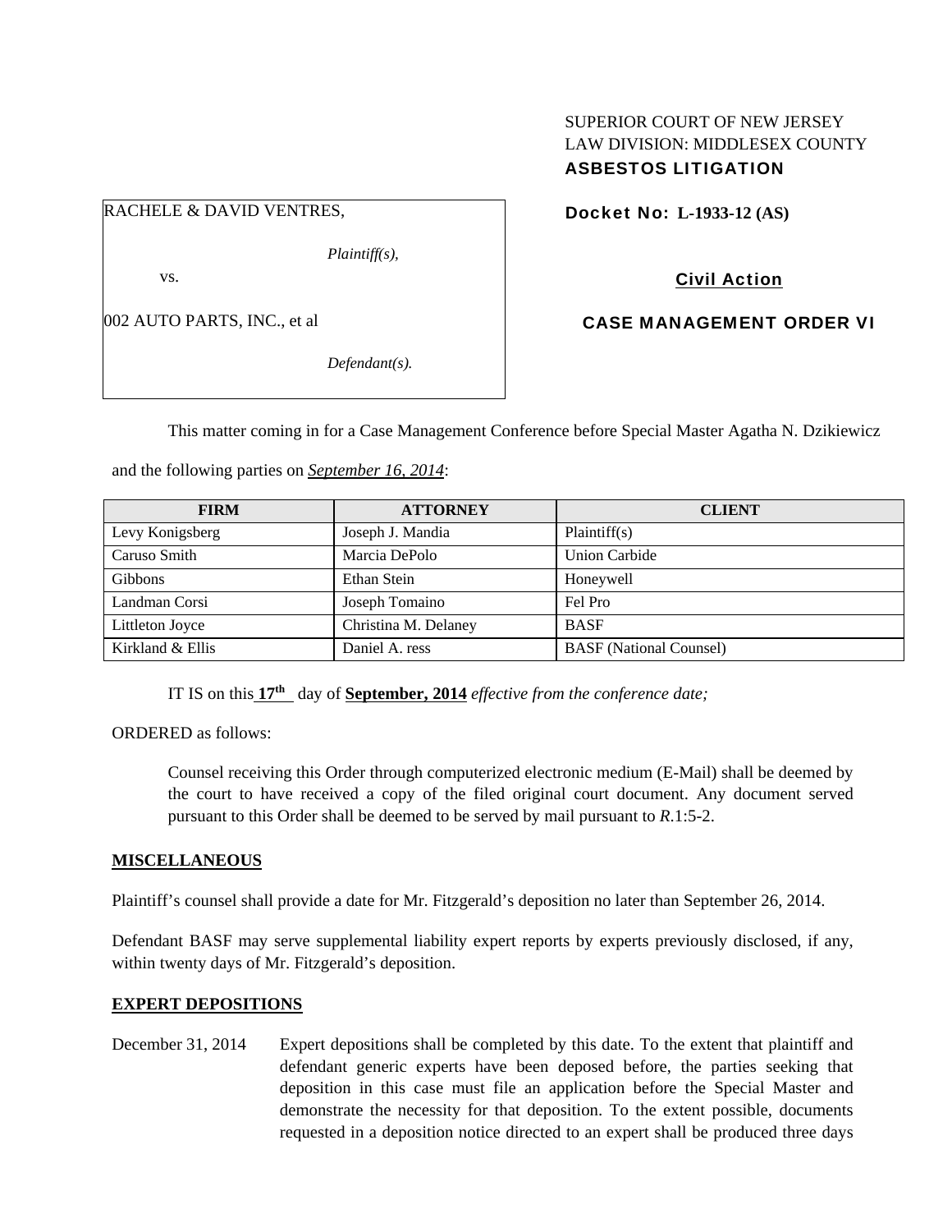SUPERIOR COURT OF NEW JERSEY
LAW DIVISION: MIDDLESEX COUNTY
**ASBESTOS LITIGATION**

RACHELE & DAVID VENTRES,

*Plaintiff(s),*

vs.

002 AUTO PARTS, INC., et al

*Defendant(s).*

**Docket No: L-1933-12 (AS)**

**Civil Action**

**CASE MANAGEMENT ORDER VI**

This matter coming in for a Case Management Conference before Special Master Agatha N. Dzikiewicz and the following parties on ***September 16, 2014***:

| FIRM | ATTORNEY | CLIENT |
| --- | --- | --- |
| Levy Konigsberg | Joseph J. Mandia | Plaintiff(s) |
| Caruso Smith | Marcia DePolo | Union Carbide |
| Gibbons | Ethan Stein | Honeywell |
| Landman Corsi | Joseph Tomaino | Fel Pro |
| Littleton Joyce | Christina M. Delaney | BASF |
| Kirkland & Ellis | Daniel A. ress | BASF (National Counsel) |

IT IS on this **17th** day of **September, 2014** *effective from the conference date;*

ORDERED as follows:

Counsel receiving this Order through computerized electronic medium (E-Mail) shall be deemed by the court to have received a copy of the filed original court document. Any document served pursuant to this Order shall be deemed to be served by mail pursuant to *R*.1:5-2.

**MISCELLANEOUS**

Plaintiff's counsel shall provide a date for Mr. Fitzgerald's deposition no later than September 26, 2014.

Defendant BASF may serve supplemental liability expert reports by experts previously disclosed, if any, within twenty days of Mr. Fitzgerald's deposition.

**EXPERT DEPOSITIONS**

December 31, 2014 Expert depositions shall be completed by this date. To the extent that plaintiff and defendant generic experts have been deposed before, the parties seeking that deposition in this case must file an application before the Special Master and demonstrate the necessity for that deposition. To the extent possible, documents requested in a deposition notice directed to an expert shall be produced three days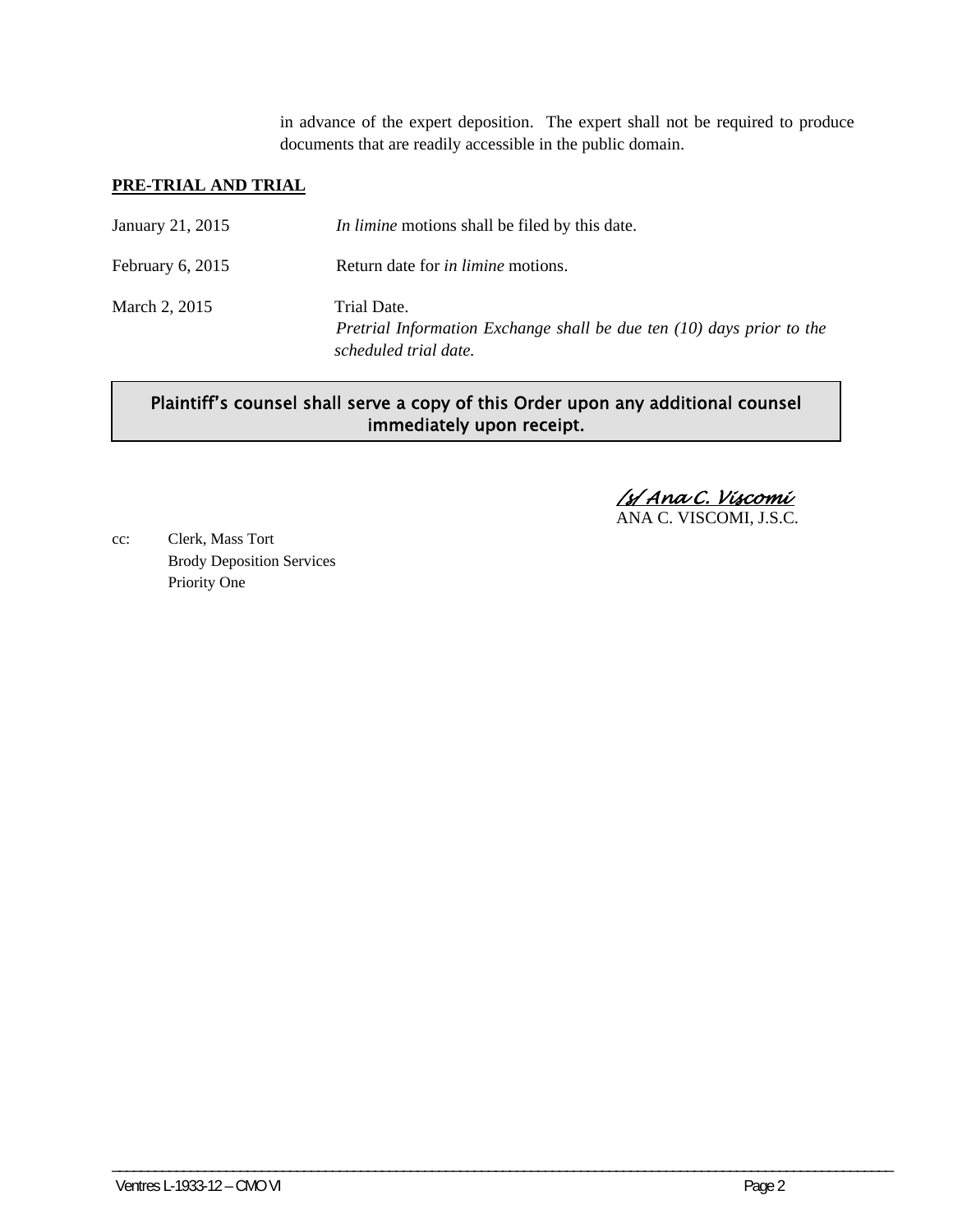in advance of the expert deposition. The expert shall not be required to produce documents that are readily accessible in the public domain.

**PRE-TRIAL AND TRIAL**

| | |
|---|---|
| January 21, 2015 | *In limine* motions shall be filed by this date. |
| February 6, 2015 | Return date for *in limine* motions. |
| March 2, 2015 | Trial Date. *Pretrial Information Exchange shall be due ten (10) days prior to the scheduled trial date.* |

**Plaintiff's counsel shall serve a copy of this Order upon any additional counsel immediately upon receipt.**

*/s/ Ana C. Viscomi*
ANA C. VISCOMI, J.S.C.

cc: Clerk, Mass Tort
Brody Deposition Services
Priority One